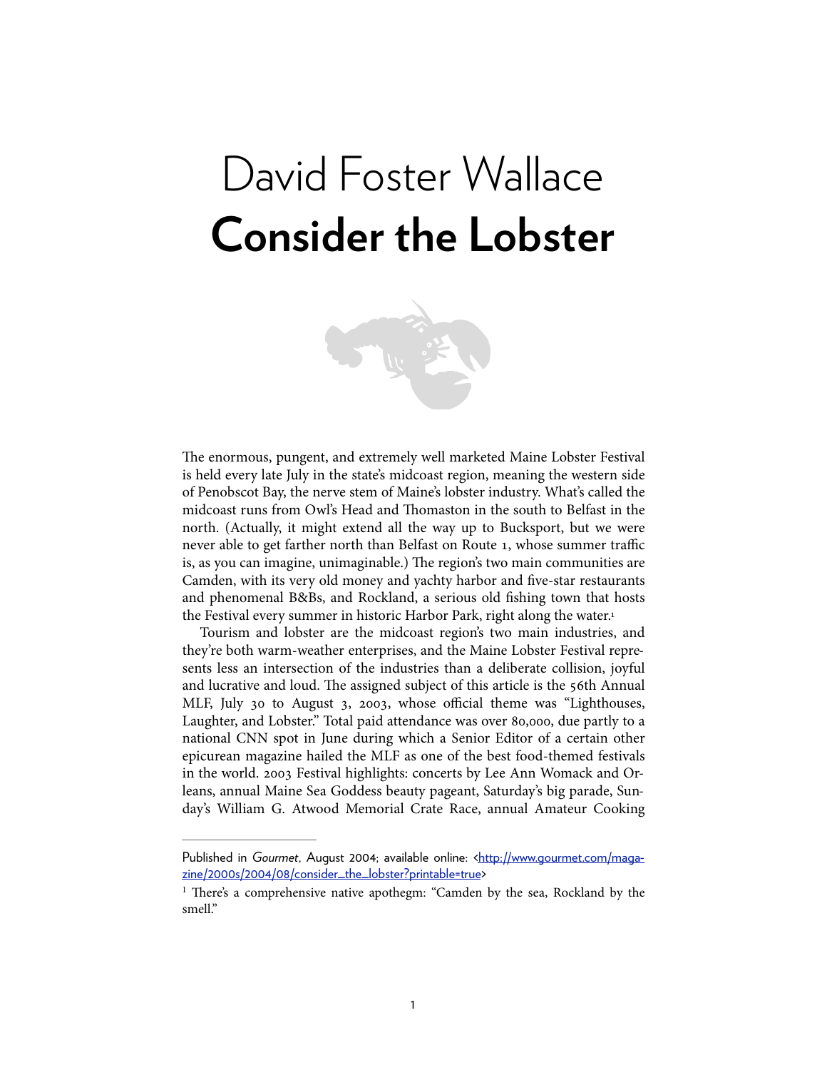# David Foster Wallace
# **Consider the Lobster**

The enormous, pungent, and extremely well marketed Maine Lobster Festival is held every late July in the state's midcoast region, meaning the western side of Penobscot Bay, the nerve stem of Maine's lobster industry. What's called the midcoast runs from Owl's Head and Thomaston in the south to Belfast in the north. (Actually, it might extend all the way up to Bucksport, but we were never able to get farther north than Belfast on Route 1, whose summer traffic is, as you can imagine, unimaginable.) The region's two main communities are Camden, with its very old money and yachty harbor and five-star restaurants and phenomenal B&Bs, and Rockland, a serious old fishing town that hosts the Festival every summer in historic Harbor Park, right along the water.[1]

Tourism and lobster are the midcoast region's two main industries, and they're both warm-weather enterprises, and the Maine Lobster Festival represents less an intersection of the industries than a deliberate collision, joyful and lucrative and loud. The assigned subject of this article is the 56th Annual MLF, July 30 to August 3, 2003, whose official theme was "Lighthouses, Laughter, and Lobster." Total paid attendance was over 80,000, due partly to a national CNN spot in June during which a Senior Editor of a certain other epicurean magazine hailed the MLF as one of the best food-themed festivals in the world. 2003 Festival highlights: concerts by Lee Ann Womack and Orleans, annual Maine Sea Goddess beauty pageant, Saturday's big parade, Sunday's William G. Atwood Memorial Crate Race, annual Amateur Cooking

---

Published in *Gourmet*, August 2004; available online: <http://www.gourmet.com/magazine/2000s/2004/08/consider_the_lobster?printable=true>

[1] There's a comprehensive native apothegm: "Camden by the sea, Rockland by the smell."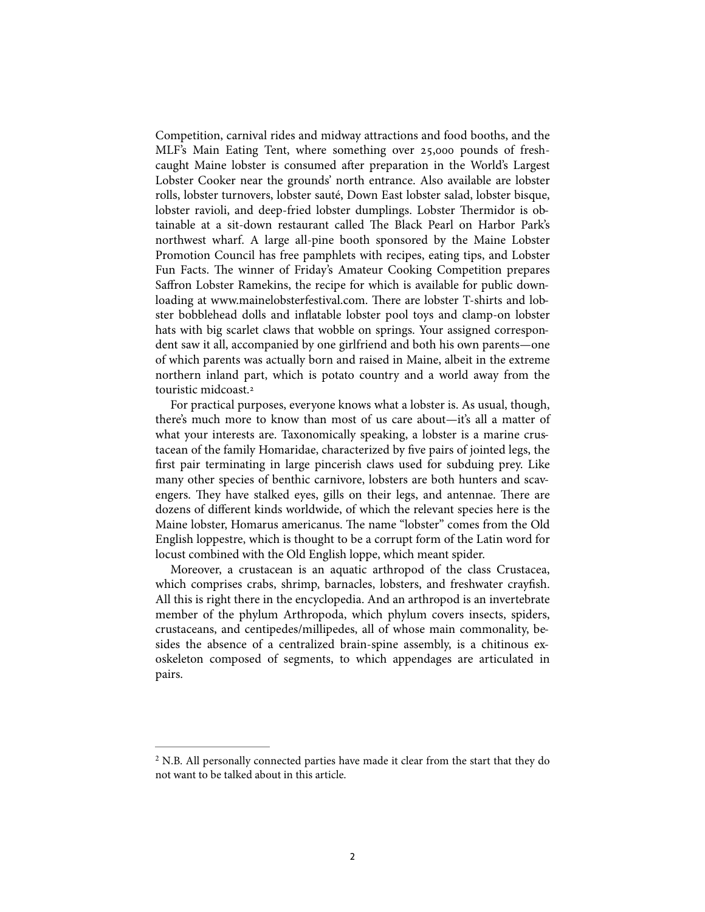Competition, carnival rides and midway attractions and food booths, and the MLF's Main Eating Tent, where something over 25,000 pounds of fresh-caught Maine lobster is consumed after preparation in the World's Largest Lobster Cooker near the grounds' north entrance. Also available are lobster rolls, lobster turnovers, lobster sauté, Down East lobster salad, lobster bisque, lobster ravioli, and deep-fried lobster dumplings. Lobster Thermidor is obtainable at a sit-down restaurant called The Black Pearl on Harbor Park's northwest wharf. A large all-pine booth sponsored by the Maine Lobster Promotion Council has free pamphlets with recipes, eating tips, and Lobster Fun Facts. The winner of Friday's Amateur Cooking Competition prepares Saffron Lobster Ramekins, the recipe for which is available for public downloading at www.mainelobsterfestival.com. There are lobster T-shirts and lobster bobblehead dolls and inflatable lobster pool toys and clamp-on lobster hats with big scarlet claws that wobble on springs. Your assigned correspondent saw it all, accompanied by one girlfriend and both his own parents—one of which parents was actually born and raised in Maine, albeit in the extreme northern inland part, which is potato country and a world away from the touristic midcoast.[2]

For practical purposes, everyone knows what a lobster is. As usual, though, there's much more to know than most of us care about—it's all a matter of what your interests are. Taxonomically speaking, a lobster is a marine crustacean of the family Homaridae, characterized by five pairs of jointed legs, the first pair terminating in large pincerish claws used for subduing prey. Like many other species of benthic carnivore, lobsters are both hunters and scavengers. They have stalked eyes, gills on their legs, and antennae. There are dozens of different kinds worldwide, of which the relevant species here is the Maine lobster, Homarus americanus. The name "lobster" comes from the Old English loppestre, which is thought to be a corrupt form of the Latin word for locust combined with the Old English loppe, which meant spider.

Moreover, a crustacean is an aquatic arthropod of the class Crustacea, which comprises crabs, shrimp, barnacles, lobsters, and freshwater crayfish. All this is right there in the encyclopedia. And an arthropod is an invertebrate member of the phylum Arthropoda, which phylum covers insects, spiders, crustaceans, and centipedes/millipedes, all of whose main commonality, besides the absence of a centralized brain-spine assembly, is a chitinous exoskeleton composed of segments, to which appendages are articulated in pairs.

---

[2] N.B. All personally connected parties have made it clear from the start that they do not want to be talked about in this article.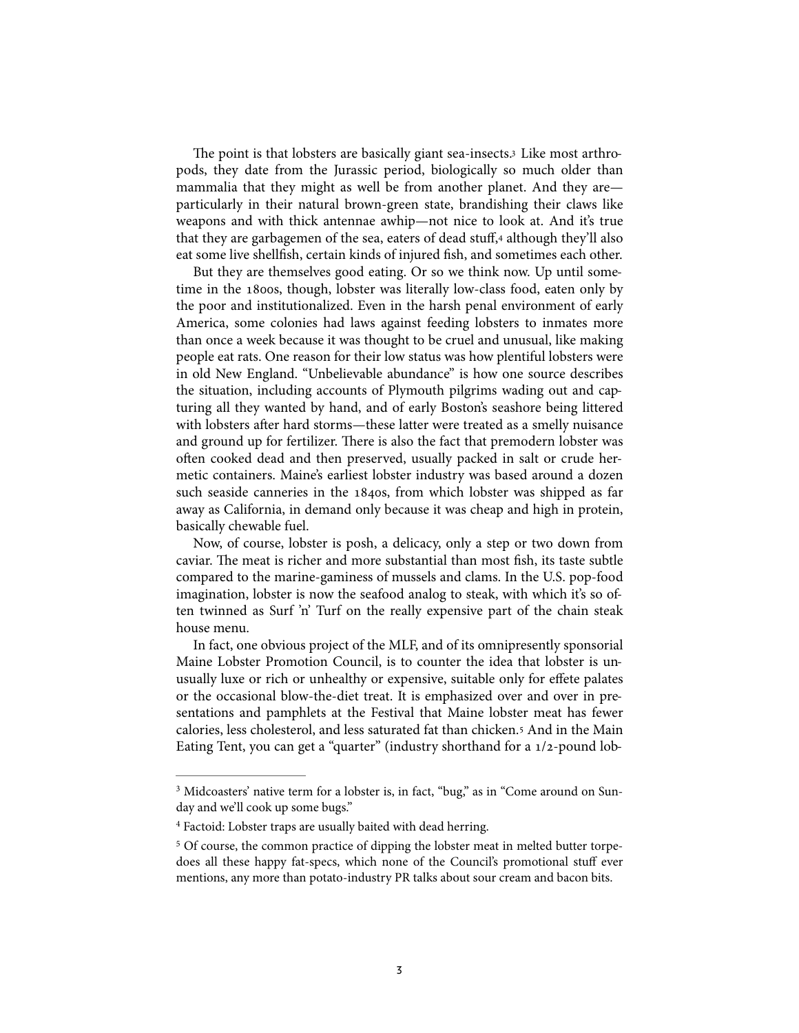The point is that lobsters are basically giant sea-insects.[3] Like most arthropods, they date from the Jurassic period, biologically so much older than mammalia that they might as well be from another planet. And they are—particularly in their natural brown-green state, brandishing their claws like weapons and with thick antennae awhip—not nice to look at. And it's true that they are garbagemen of the sea, eaters of dead stuff,[4] although they'll also eat some live shellfish, certain kinds of injured fish, and sometimes each other.

But they are themselves good eating. Or so we think now. Up until sometime in the 1800s, though, lobster was literally low-class food, eaten only by the poor and institutionalized. Even in the harsh penal environment of early America, some colonies had laws against feeding lobsters to inmates more than once a week because it was thought to be cruel and unusual, like making people eat rats. One reason for their low status was how plentiful lobsters were in old New England. "Unbelievable abundance" is how one source describes the situation, including accounts of Plymouth pilgrims wading out and capturing all they wanted by hand, and of early Boston's seashore being littered with lobsters after hard storms—these latter were treated as a smelly nuisance and ground up for fertilizer. There is also the fact that premodern lobster was often cooked dead and then preserved, usually packed in salt or crude hermetic containers. Maine's earliest lobster industry was based around a dozen such seaside canneries in the 1840s, from which lobster was shipped as far away as California, in demand only because it was cheap and high in protein, basically chewable fuel.

Now, of course, lobster is posh, a delicacy, only a step or two down from caviar. The meat is richer and more substantial than most fish, its taste subtle compared to the marine-gaminess of mussels and clams. In the U.S. pop-food imagination, lobster is now the seafood analog to steak, with which it's so often twinned as Surf 'n' Turf on the really expensive part of the chain steak house menu.

In fact, one obvious project of the MLF, and of its omnipresently sponsorial Maine Lobster Promotion Council, is to counter the idea that lobster is unusually luxe or rich or unhealthy or expensive, suitable only for effete palates or the occasional blow-the-diet treat. It is emphasized over and over in presentations and pamphlets at the Festival that Maine lobster meat has fewer calories, less cholesterol, and less saturated fat than chicken.[5] And in the Main Eating Tent, you can get a "quarter" (industry shorthand for a 1/2-pound lob-

---

[3] Midcoasters' native term for a lobster is, in fact, "bug," as in "Come around on Sunday and we'll cook up some bugs."

[4] Factoid: Lobster traps are usually baited with dead herring.

[5] Of course, the common practice of dipping the lobster meat in melted butter torpedoes all these happy fat-specs, which none of the Council's promotional stuff ever mentions, any more than potato-industry PR talks about sour cream and bacon bits.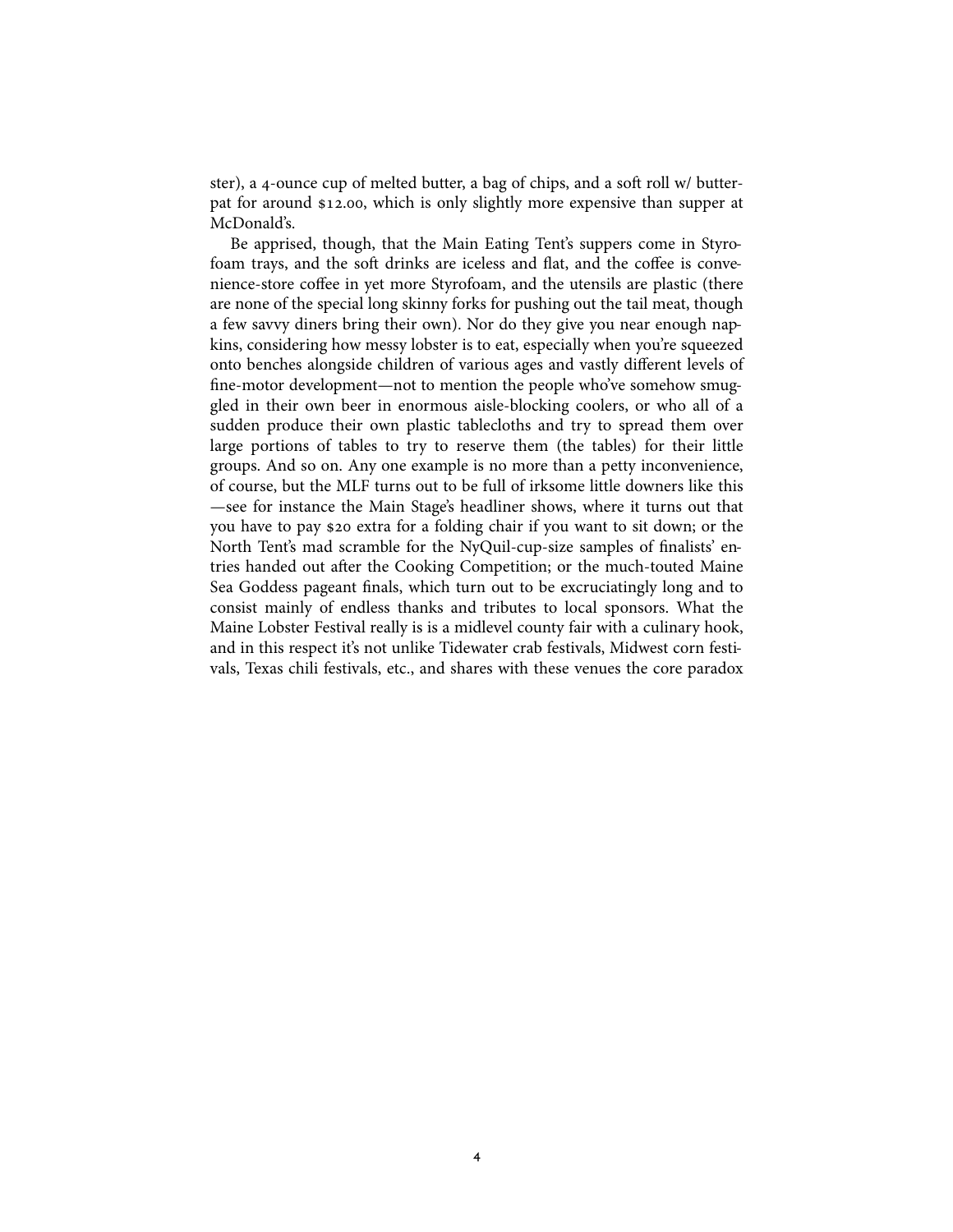ster), a 4-ounce cup of melted butter, a bag of chips, and a soft roll w/ butter-pat for around $12.00, which is only slightly more expensive than supper at McDonald's.

Be apprised, though, that the Main Eating Tent's suppers come in Styrofoam trays, and the soft drinks are iceless and flat, and the coffee is convenience-store coffee in yet more Styrofoam, and the utensils are plastic (there are none of the special long skinny forks for pushing out the tail meat, though a few savvy diners bring their own). Nor do they give you near enough napkins, considering how messy lobster is to eat, especially when you're squeezed onto benches alongside children of various ages and vastly different levels of fine-motor development—not to mention the people who've somehow smuggled in their own beer in enormous aisle-blocking coolers, or who all of a sudden produce their own plastic tablecloths and try to spread them over large portions of tables to try to reserve them (the tables) for their little groups. And so on. Any one example is no more than a petty inconvenience, of course, but the MLF turns out to be full of irksome little downers like this—see for instance the Main Stage's headliner shows, where it turns out that you have to pay $20 extra for a folding chair if you want to sit down; or the North Tent's mad scramble for the NyQuil-cup-size samples of finalists' entries handed out after the Cooking Competition; or the much-touted Maine Sea Goddess pageant finals, which turn out to be excruciatingly long and to consist mainly of endless thanks and tributes to local sponsors. What the Maine Lobster Festival really is is a midlevel county fair with a culinary hook, and in this respect it's not unlike Tidewater crab festivals, Midwest corn festivals, Texas chili festivals, etc., and shares with these venues the core paradox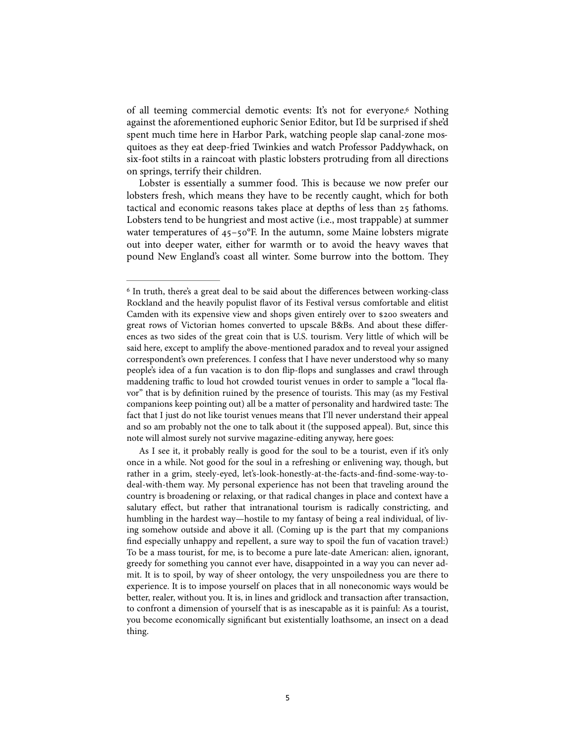of all teeming commercial demotic events: It's not for everyone.[6] Nothing against the aforementioned euphoric Senior Editor, but I'd be surprised if she'd spent much time here in Harbor Park, watching people slap canal-zone mosquitoes as they eat deep-fried Twinkies and watch Professor Paddywhack, on six-foot stilts in a raincoat with plastic lobsters protruding from all directions on springs, terrify their children.

Lobster is essentially a summer food. This is because we now prefer our lobsters fresh, which means they have to be recently caught, which for both tactical and economic reasons takes place at depths of less than 25 fathoms. Lobsters tend to be hungriest and most active (i.e., most trappable) at summer water temperatures of 45–50°F. In the autumn, some Maine lobsters migrate out into deeper water, either for warmth or to avoid the heavy waves that pound New England's coast all winter. Some burrow into the bottom. They

---

[6] In truth, there's a great deal to be said about the differences between working-class Rockland and the heavily populist flavor of its Festival versus comfortable and elitist Camden with its expensive view and shops given entirely over to $200 sweaters and great rows of Victorian homes converted to upscale B&Bs. And about these differences as two sides of the great coin that is U.S. tourism. Very little of which will be said here, except to amplify the above-mentioned paradox and to reveal your assigned correspondent's own preferences. I confess that I have never understood why so many people's idea of a fun vacation is to don flip-flops and sunglasses and crawl through maddening traffic to loud hot crowded tourist venues in order to sample a "local flavor" that is by definition ruined by the presence of tourists. This may (as my Festival companions keep pointing out) all be a matter of personality and hardwired taste: The fact that I just do not like tourist venues means that I'll never understand their appeal and so am probably not the one to talk about it (the supposed appeal). But, since this note will almost surely not survive magazine-editing anyway, here goes:

As I see it, it probably really is good for the soul to be a tourist, even if it's only once in a while. Not good for the soul in a refreshing or enlivening way, though, but rather in a grim, steely-eyed, let's-look-honestly-at-the-facts-and-find-some-way-to-deal-with-them way. My personal experience has not been that traveling around the country is broadening or relaxing, or that radical changes in place and context have a salutary effect, but rather that intranational tourism is radically constricting, and humbling in the hardest way—hostile to my fantasy of being a real individual, of living somehow outside and above it all. (Coming up is the part that my companions find especially unhappy and repellent, a sure way to spoil the fun of vacation travel:) To be a mass tourist, for me, is to become a pure late-date American: alien, ignorant, greedy for something you cannot ever have, disappointed in a way you can never admit. It is to spoil, by way of sheer ontology, the very unspoiledness you are there to experience. It is to impose yourself on places that in all noneconomic ways would be better, realer, without you. It is, in lines and gridlock and transaction after transaction, to confront a dimension of yourself that is as inescapable as it is painful: As a tourist, you become economically significant but existentially loathsome, an insect on a dead thing.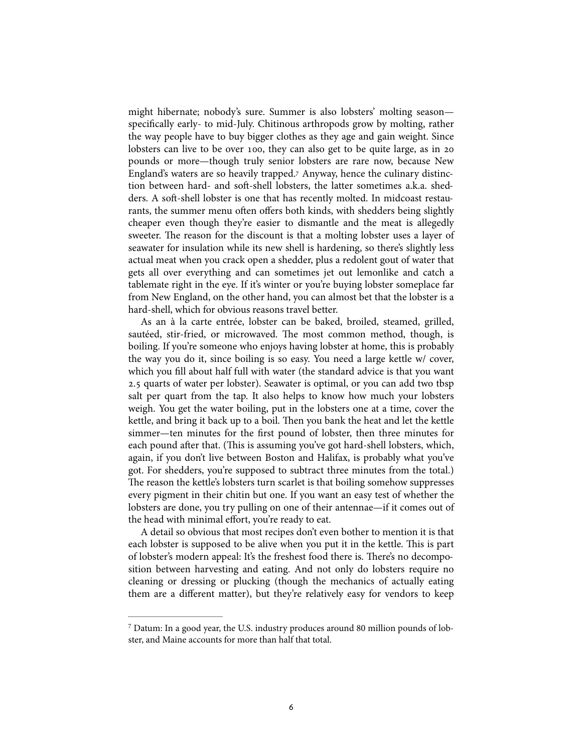might hibernate; nobody's sure. Summer is also lobsters' molting season—specifically early- to mid-July. Chitinous arthropods grow by molting, rather the way people have to buy bigger clothes as they age and gain weight. Since lobsters can live to be over 100, they can also get to be quite large, as in 20 pounds or more—though truly senior lobsters are rare now, because New England's waters are so heavily trapped.[7] Anyway, hence the culinary distinction between hard- and soft-shell lobsters, the latter sometimes a.k.a. shedders. A soft-shell lobster is one that has recently molted. In midcoast restaurants, the summer menu often offers both kinds, with shedders being slightly cheaper even though they're easier to dismantle and the meat is allegedly sweeter. The reason for the discount is that a molting lobster uses a layer of seawater for insulation while its new shell is hardening, so there's slightly less actual meat when you crack open a shedder, plus a redolent gout of water that gets all over everything and can sometimes jet out lemonlike and catch a tablemate right in the eye. If it's winter or you're buying lobster someplace far from New England, on the other hand, you can almost bet that the lobster is a hard-shell, which for obvious reasons travel better.

As an à la carte entrée, lobster can be baked, broiled, steamed, grilled, sautéed, stir-fried, or microwaved. The most common method, though, is boiling. If you're someone who enjoys having lobster at home, this is probably the way you do it, since boiling is so easy. You need a large kettle w/ cover, which you fill about half full with water (the standard advice is that you want 2.5 quarts of water per lobster). Seawater is optimal, or you can add two tbsp salt per quart from the tap. It also helps to know how much your lobsters weigh. You get the water boiling, put in the lobsters one at a time, cover the kettle, and bring it back up to a boil. Then you bank the heat and let the kettle simmer—ten minutes for the first pound of lobster, then three minutes for each pound after that. (This is assuming you've got hard-shell lobsters, which, again, if you don't live between Boston and Halifax, is probably what you've got. For shedders, you're supposed to subtract three minutes from the total.) The reason the kettle's lobsters turn scarlet is that boiling somehow suppresses every pigment in their chitin but one. If you want an easy test of whether the lobsters are done, you try pulling on one of their antennae—if it comes out of the head with minimal effort, you're ready to eat.

A detail so obvious that most recipes don't even bother to mention it is that each lobster is supposed to be alive when you put it in the kettle. This is part of lobster's modern appeal: It's the freshest food there is. There's no decomposition between harvesting and eating. And not only do lobsters require no cleaning or dressing or plucking (though the mechanics of actually eating them are a different matter), but they're relatively easy for vendors to keep

---

[7] Datum: In a good year, the U.S. industry produces around 80 million pounds of lobster, and Maine accounts for more than half that total.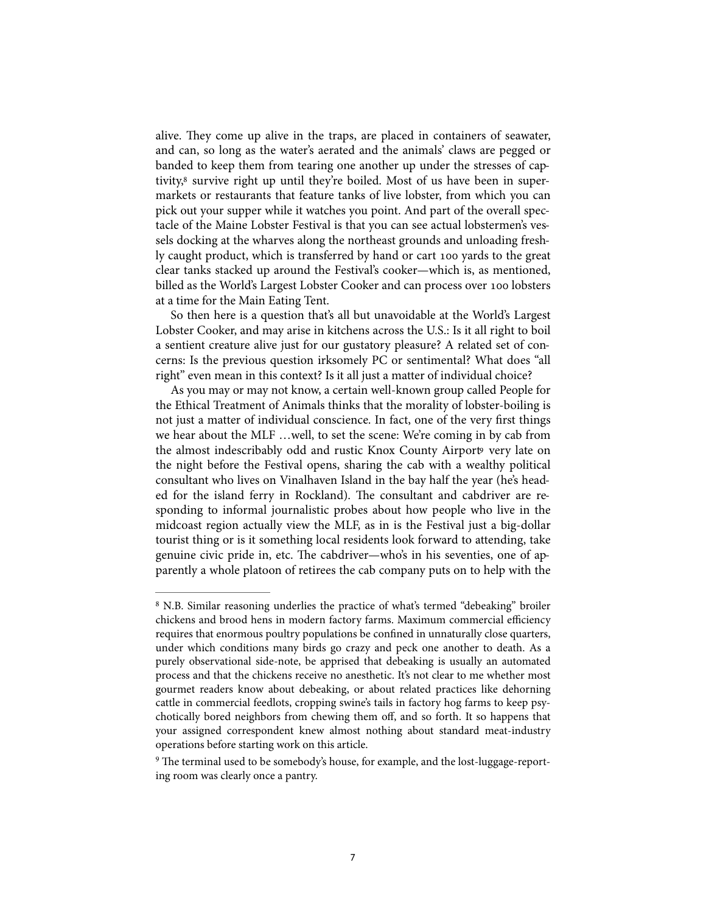alive. They come up alive in the traps, are placed in containers of seawater, and can, so long as the water's aerated and the animals' claws are pegged or banded to keep them from tearing one another up under the stresses of captivity,[8] survive right up until they're boiled. Most of us have been in supermarkets or restaurants that feature tanks of live lobster, from which you can pick out your supper while it watches you point. And part of the overall spectacle of the Maine Lobster Festival is that you can see actual lobstermen's vessels docking at the wharves along the northeast grounds and unloading freshly caught product, which is transferred by hand or cart 100 yards to the great clear tanks stacked up around the Festival's cooker—which is, as mentioned, billed as the World's Largest Lobster Cooker and can process over 100 lobsters at a time for the Main Eating Tent.

So then here is a question that's all but unavoidable at the World's Largest Lobster Cooker, and may arise in kitchens across the U.S.: Is it all right to boil a sentient creature alive just for our gustatory pleasure? A related set of concerns: Is the previous question irksomely PC or sentimental? What does "all right" even mean in this context? Is it all just a matter of individual choice?

As you may or may not know, a certain well-known group called People for the Ethical Treatment of Animals thinks that the morality of lobster-boiling is not just a matter of individual conscience. In fact, one of the very first things we hear about the MLF …well, to set the scene: We're coming in by cab from the almost indescribably odd and rustic Knox County Airport[9] very late on the night before the Festival opens, sharing the cab with a wealthy political consultant who lives on Vinalhaven Island in the bay half the year (he's headed for the island ferry in Rockland). The consultant and cabdriver are responding to informal journalistic probes about how people who live in the midcoast region actually view the MLF, as in is the Festival just a big-dollar tourist thing or is it something local residents look forward to attending, take genuine civic pride in, etc. The cabdriver—who's in his seventies, one of apparently a whole platoon of retirees the cab company puts on to help with the

---

[8] N.B. Similar reasoning underlies the practice of what's termed "debeaking" broiler chickens and brood hens in modern factory farms. Maximum commercial efficiency requires that enormous poultry populations be confined in unnaturally close quarters, under which conditions many birds go crazy and peck one another to death. As a purely observational side-note, be apprised that debeaking is usually an automated process and that the chickens receive no anesthetic. It's not clear to me whether most gourmet readers know about debeaking, or about related practices like dehorning cattle in commercial feedlots, cropping swine's tails in factory hog farms to keep psychotically bored neighbors from chewing them off, and so forth. It so happens that your assigned correspondent knew almost nothing about standard meat-industry operations before starting work on this article.

[9] The terminal used to be somebody's house, for example, and the lost-luggage-reporting room was clearly once a pantry.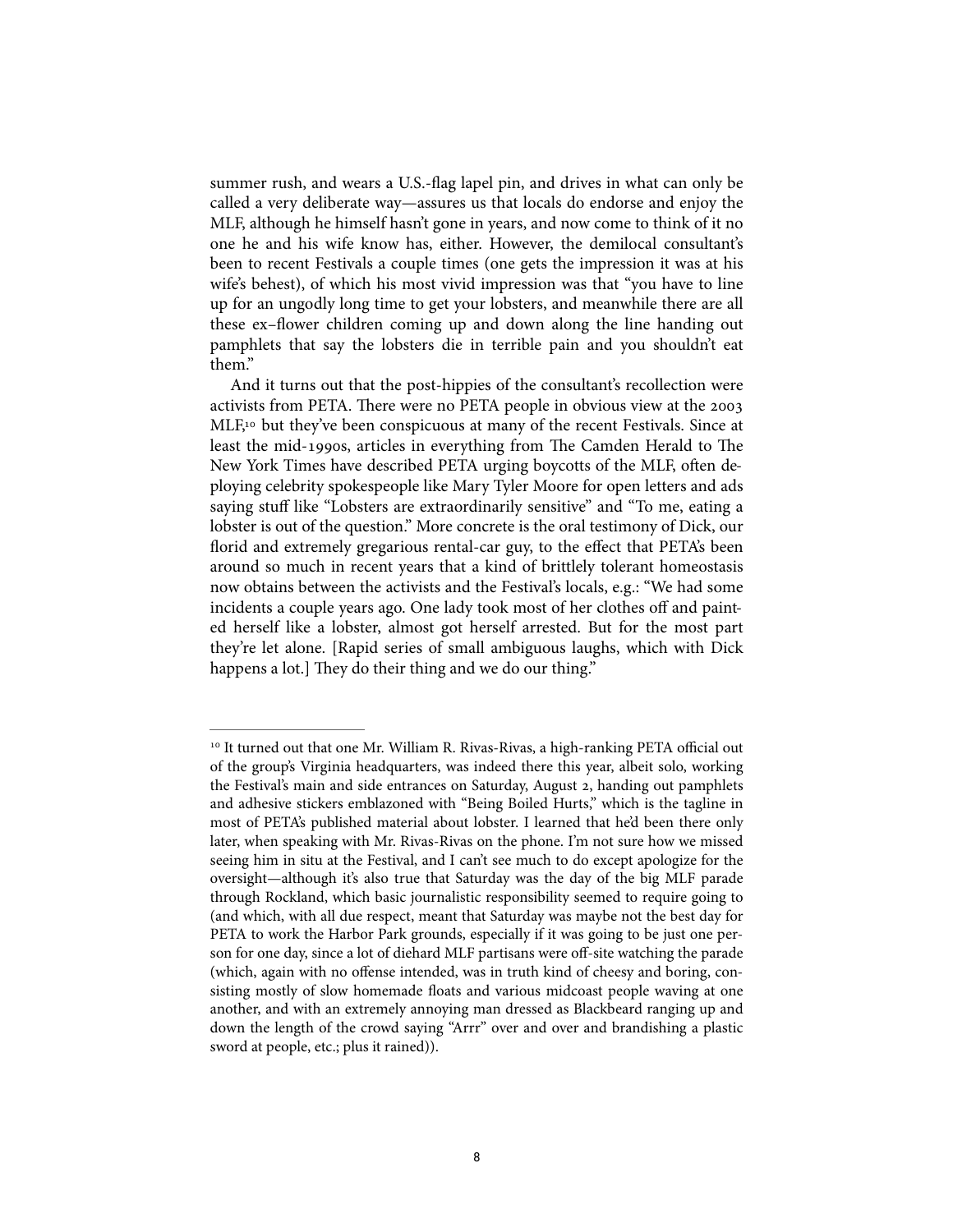summer rush, and wears a U.S.-flag lapel pin, and drives in what can only be called a very deliberate way—assures us that locals do endorse and enjoy the MLF, although he himself hasn't gone in years, and now come to think of it no one he and his wife know has, either. However, the demilocal consultant's been to recent Festivals a couple times (one gets the impression it was at his wife's behest), of which his most vivid impression was that "you have to line up for an ungodly long time to get your lobsters, and meanwhile there are all these ex–flower children coming up and down along the line handing out pamphlets that say the lobsters die in terrible pain and you shouldn't eat them."

And it turns out that the post-hippies of the consultant's recollection were activists from PETA. There were no PETA people in obvious view at the 2003 MLF,[10] but they've been conspicuous at many of the recent Festivals. Since at least the mid-1990s, articles in everything from The Camden Herald to The New York Times have described PETA urging boycotts of the MLF, often deploying celebrity spokespeople like Mary Tyler Moore for open letters and ads saying stuff like "Lobsters are extraordinarily sensitive" and "To me, eating a lobster is out of the question." More concrete is the oral testimony of Dick, our florid and extremely gregarious rental-car guy, to the effect that PETA's been around so much in recent years that a kind of brittlely tolerant homeostasis now obtains between the activists and the Festival's locals, e.g.: "We had some incidents a couple years ago. One lady took most of her clothes off and painted herself like a lobster, almost got herself arrested. But for the most part they're let alone. [Rapid series of small ambiguous laughs, which with Dick happens a lot.] They do their thing and we do our thing."

---

[10] It turned out that one Mr. William R. Rivas-Rivas, a high-ranking PETA official out of the group's Virginia headquarters, was indeed there this year, albeit solo, working the Festival's main and side entrances on Saturday, August 2, handing out pamphlets and adhesive stickers emblazoned with "Being Boiled Hurts," which is the tagline in most of PETA's published material about lobster. I learned that he'd been there only later, when speaking with Mr. Rivas-Rivas on the phone. I'm not sure how we missed seeing him in situ at the Festival, and I can't see much to do except apologize for the oversight—although it's also true that Saturday was the day of the big MLF parade through Rockland, which basic journalistic responsibility seemed to require going to (and which, with all due respect, meant that Saturday was maybe not the best day for PETA to work the Harbor Park grounds, especially if it was going to be just one person for one day, since a lot of diehard MLF partisans were off-site watching the parade (which, again with no offense intended, was in truth kind of cheesy and boring, consisting mostly of slow homemade floats and various midcoast people waving at one another, and with an extremely annoying man dressed as Blackbeard ranging up and down the length of the crowd saying "Arrr" over and over and brandishing a plastic sword at people, etc.; plus it rained)).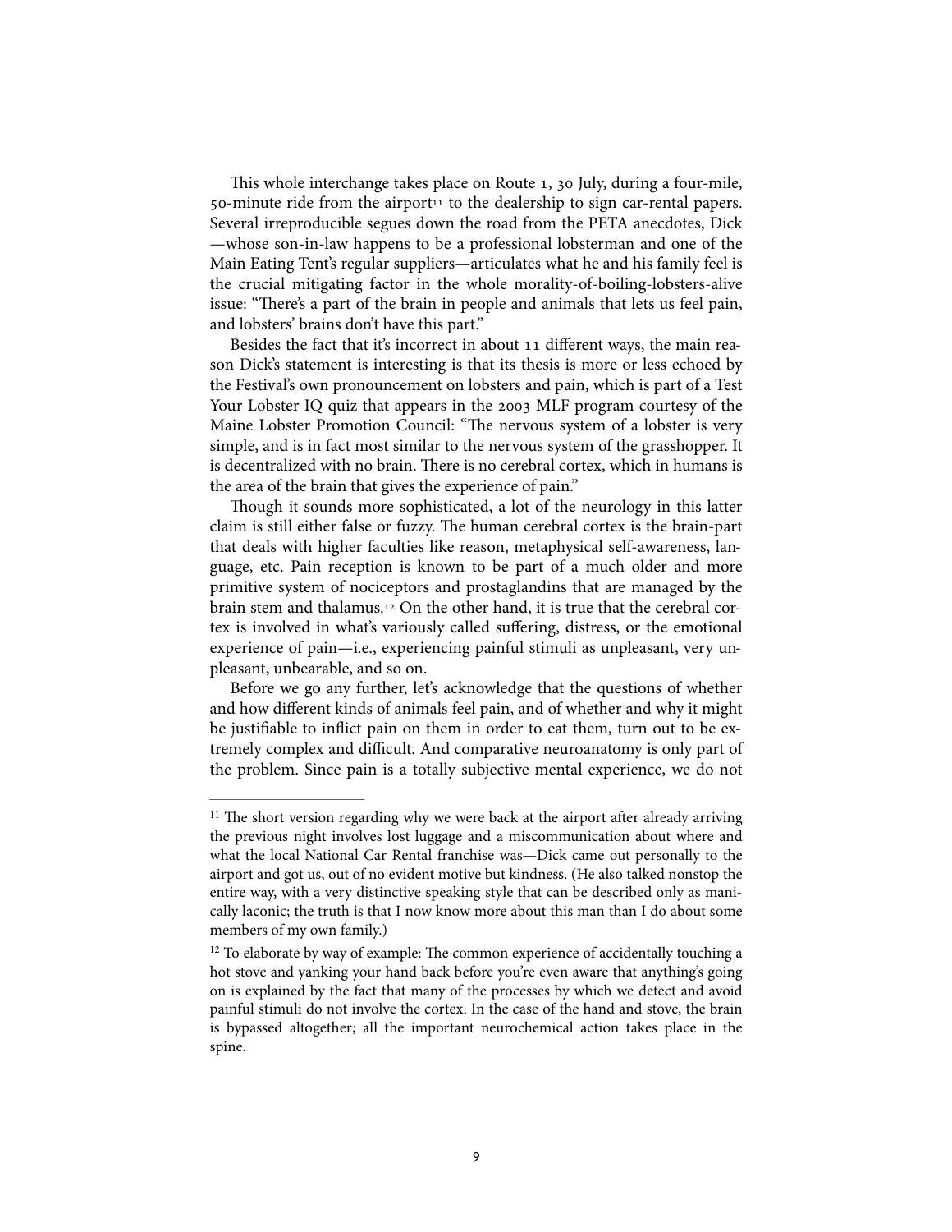This whole interchange takes place on Route 1, 30 July, during a four-mile, 50-minute ride from the airport[11] to the dealership to sign car-rental papers. Several irreproducible segues down the road from the PETA anecdotes, Dick—whose son-in-law happens to be a professional lobsterman and one of the Main Eating Tent's regular suppliers—articulates what he and his family feel is the crucial mitigating factor in the whole morality-of-boiling-lobsters-alive issue: "There's a part of the brain in people and animals that lets us feel pain, and lobsters' brains don't have this part."

Besides the fact that it's incorrect in about 11 different ways, the main reason Dick's statement is interesting is that its thesis is more or less echoed by the Festival's own pronouncement on lobsters and pain, which is part of a Test Your Lobster IQ quiz that appears in the 2003 MLF program courtesy of the Maine Lobster Promotion Council: "The nervous system of a lobster is very simple, and is in fact most similar to the nervous system of the grasshopper. It is decentralized with no brain. There is no cerebral cortex, which in humans is the area of the brain that gives the experience of pain."

Though it sounds more sophisticated, a lot of the neurology in this latter claim is still either false or fuzzy. The human cerebral cortex is the brain-part that deals with higher faculties like reason, metaphysical self-awareness, language, etc. Pain reception is known to be part of a much older and more primitive system of nociceptors and prostaglandins that are managed by the brain stem and thalamus.[12] On the other hand, it is true that the cerebral cortex is involved in what's variously called suffering, distress, or the emotional experience of pain—i.e., experiencing painful stimuli as unpleasant, very unpleasant, unbearable, and so on.

Before we go any further, let's acknowledge that the questions of whether and how different kinds of animals feel pain, and of whether and why it might be justifiable to inflict pain on them in order to eat them, turn out to be extremely complex and difficult. And comparative neuroanatomy is only part of the problem. Since pain is a totally subjective mental experience, we do not

---

[11] The short version regarding why we were back at the airport after already arriving the previous night involves lost luggage and a miscommunication about where and what the local National Car Rental franchise was—Dick came out personally to the airport and got us, out of no evident motive but kindness. (He also talked nonstop the entire way, with a very distinctive speaking style that can be described only as manically laconic; the truth is that I now know more about this man than I do about some members of my own family.)

[12] To elaborate by way of example: The common experience of accidentally touching a hot stove and yanking your hand back before you're even aware that anything's going on is explained by the fact that many of the processes by which we detect and avoid painful stimuli do not involve the cortex. In the case of the hand and stove, the brain is bypassed altogether; all the important neurochemical action takes place in the spine.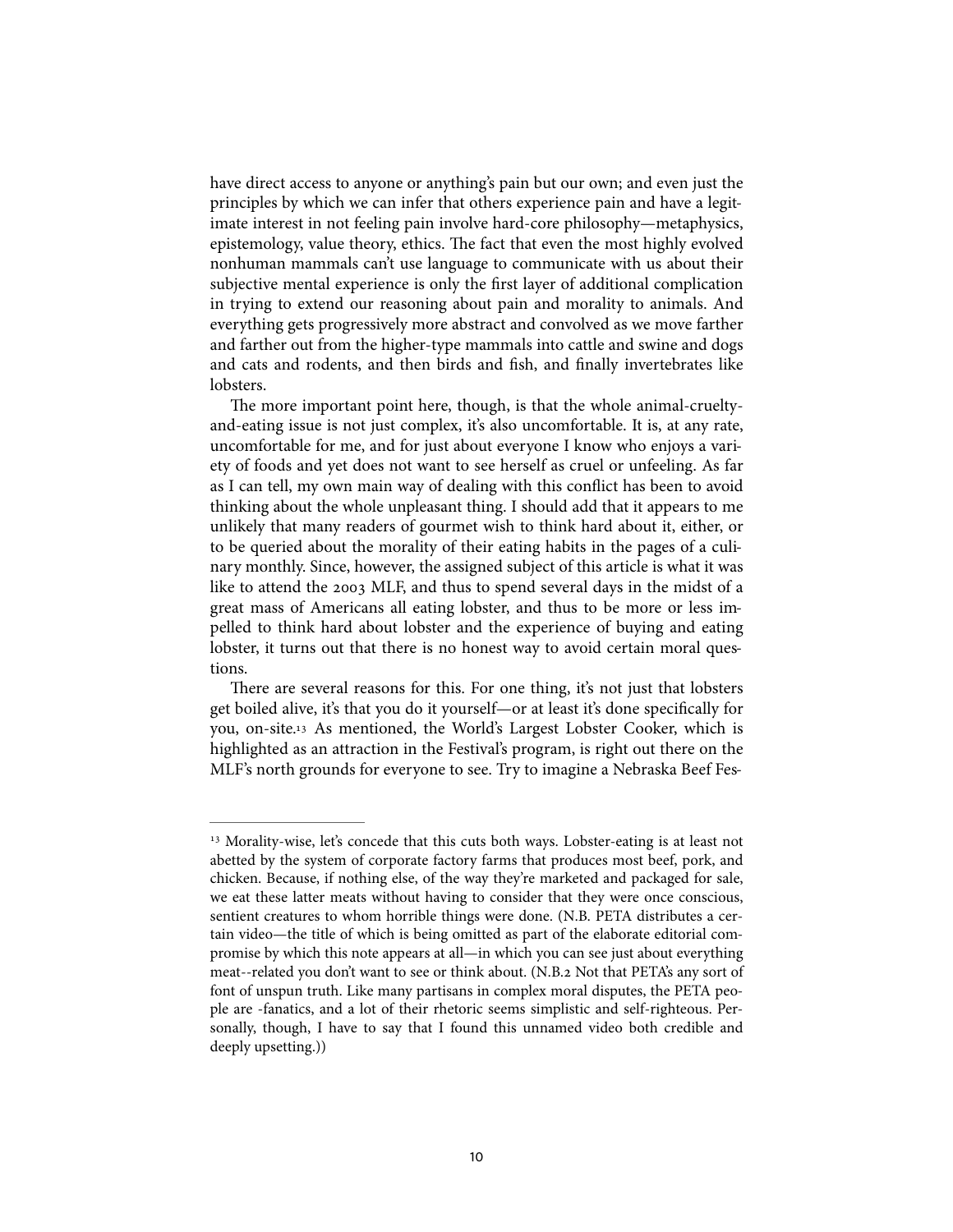have direct access to anyone or anything's pain but our own; and even just the principles by which we can infer that others experience pain and have a legitimate interest in not feeling pain involve hard-core philosophy—metaphysics, epistemology, value theory, ethics. The fact that even the most highly evolved nonhuman mammals can't use language to communicate with us about their subjective mental experience is only the first layer of additional complication in trying to extend our reasoning about pain and morality to animals. And everything gets progressively more abstract and convolved as we move farther and farther out from the higher-type mammals into cattle and swine and dogs and cats and rodents, and then birds and fish, and finally invertebrates like lobsters.

The more important point here, though, is that the whole animal-cruelty-and-eating issue is not just complex, it's also uncomfortable. It is, at any rate, uncomfortable for me, and for just about everyone I know who enjoys a variety of foods and yet does not want to see herself as cruel or unfeeling. As far as I can tell, my own main way of dealing with this conflict has been to avoid thinking about the whole unpleasant thing. I should add that it appears to me unlikely that many readers of gourmet wish to think hard about it, either, or to be queried about the morality of their eating habits in the pages of a culinary monthly. Since, however, the assigned subject of this article is what it was like to attend the 2003 MLF, and thus to spend several days in the midst of a great mass of Americans all eating lobster, and thus to be more or less impelled to think hard about lobster and the experience of buying and eating lobster, it turns out that there is no honest way to avoid certain moral questions.

There are several reasons for this. For one thing, it's not just that lobsters get boiled alive, it's that you do it yourself—or at least it's done specifically for you, on-site.[13] As mentioned, the World's Largest Lobster Cooker, which is highlighted as an attraction in the Festival's program, is right out there on the MLF's north grounds for everyone to see. Try to imagine a Nebraska Beef Fes-

---

[13] Morality-wise, let's concede that this cuts both ways. Lobster-eating is at least not abetted by the system of corporate factory farms that produces most beef, pork, and chicken. Because, if nothing else, of the way they're marketed and packaged for sale, we eat these latter meats without having to consider that they were once conscious, sentient creatures to whom horrible things were done. (N.B. PETA distributes a certain video—the title of which is being omitted as part of the elaborate editorial compromise by which this note appears at all—in which you can see just about everything meat--related you don't want to see or think about. (N.B.2 Not that PETA's any sort of font of unspun truth. Like many partisans in complex moral disputes, the PETA people are -fanatics, and a lot of their rhetoric seems simplistic and self-righteous. Personally, though, I have to say that I found this unnamed video both credible and deeply upsetting.))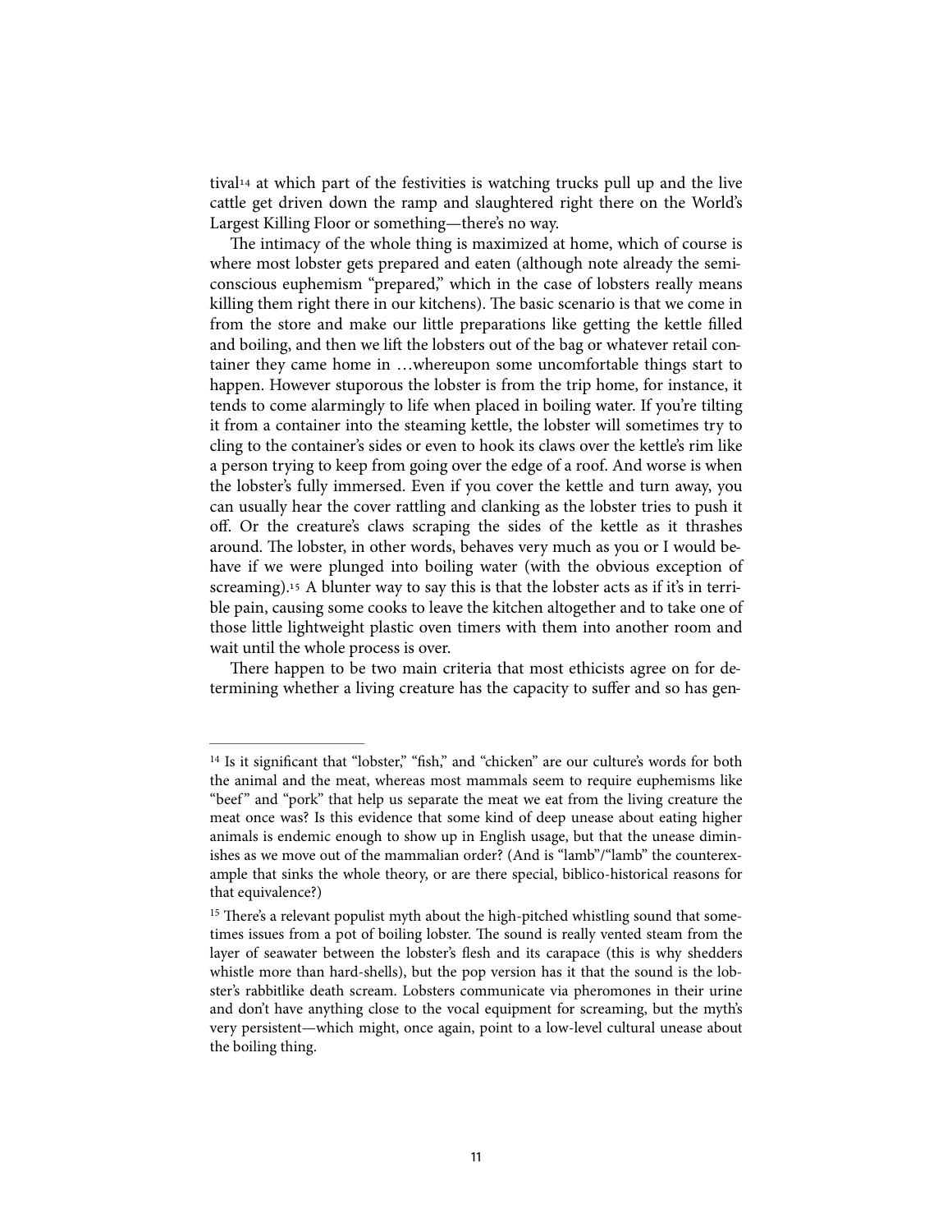tival[14] at which part of the festivities is watching trucks pull up and the live cattle get driven down the ramp and slaughtered right there on the World's Largest Killing Floor or something—there's no way.

The intimacy of the whole thing is maximized at home, which of course is where most lobster gets prepared and eaten (although note already the semi-conscious euphemism "prepared," which in the case of lobsters really means killing them right there in our kitchens). The basic scenario is that we come in from the store and make our little preparations like getting the kettle filled and boiling, and then we lift the lobsters out of the bag or whatever retail container they came home in …whereupon some uncomfortable things start to happen. However stuporous the lobster is from the trip home, for instance, it tends to come alarmingly to life when placed in boiling water. If you're tilting it from a container into the steaming kettle, the lobster will sometimes try to cling to the container's sides or even to hook its claws over the kettle's rim like a person trying to keep from going over the edge of a roof. And worse is when the lobster's fully immersed. Even if you cover the kettle and turn away, you can usually hear the cover rattling and clanking as the lobster tries to push it off. Or the creature's claws scraping the sides of the kettle as it thrashes around. The lobster, in other words, behaves very much as you or I would behave if we were plunged into boiling water (with the obvious exception of screaming).[15] A blunter way to say this is that the lobster acts as if it's in terrible pain, causing some cooks to leave the kitchen altogether and to take one of those little lightweight plastic oven timers with them into another room and wait until the whole process is over.

There happen to be two main criteria that most ethicists agree on for determining whether a living creature has the capacity to suffer and so has gen-

---

[14] Is it significant that "lobster," "fish," and "chicken" are our culture's words for both the animal and the meat, whereas most mammals seem to require euphemisms like "beef" and "pork" that help us separate the meat we eat from the living creature the meat once was? Is this evidence that some kind of deep unease about eating higher animals is endemic enough to show up in English usage, but that the unease diminishes as we move out of the mammalian order? (And is "lamb"/"lamb" the counterexample that sinks the whole theory, or are there special, biblico-historical reasons for that equivalence?)

[15] There's a relevant populist myth about the high-pitched whistling sound that sometimes issues from a pot of boiling lobster. The sound is really vented steam from the layer of seawater between the lobster's flesh and its carapace (this is why shedders whistle more than hard-shells), but the pop version has it that the sound is the lobster's rabbitlike death scream. Lobsters communicate via pheromones in their urine and don't have anything close to the vocal equipment for screaming, but the myth's very persistent—which might, once again, point to a low-level cultural unease about the boiling thing.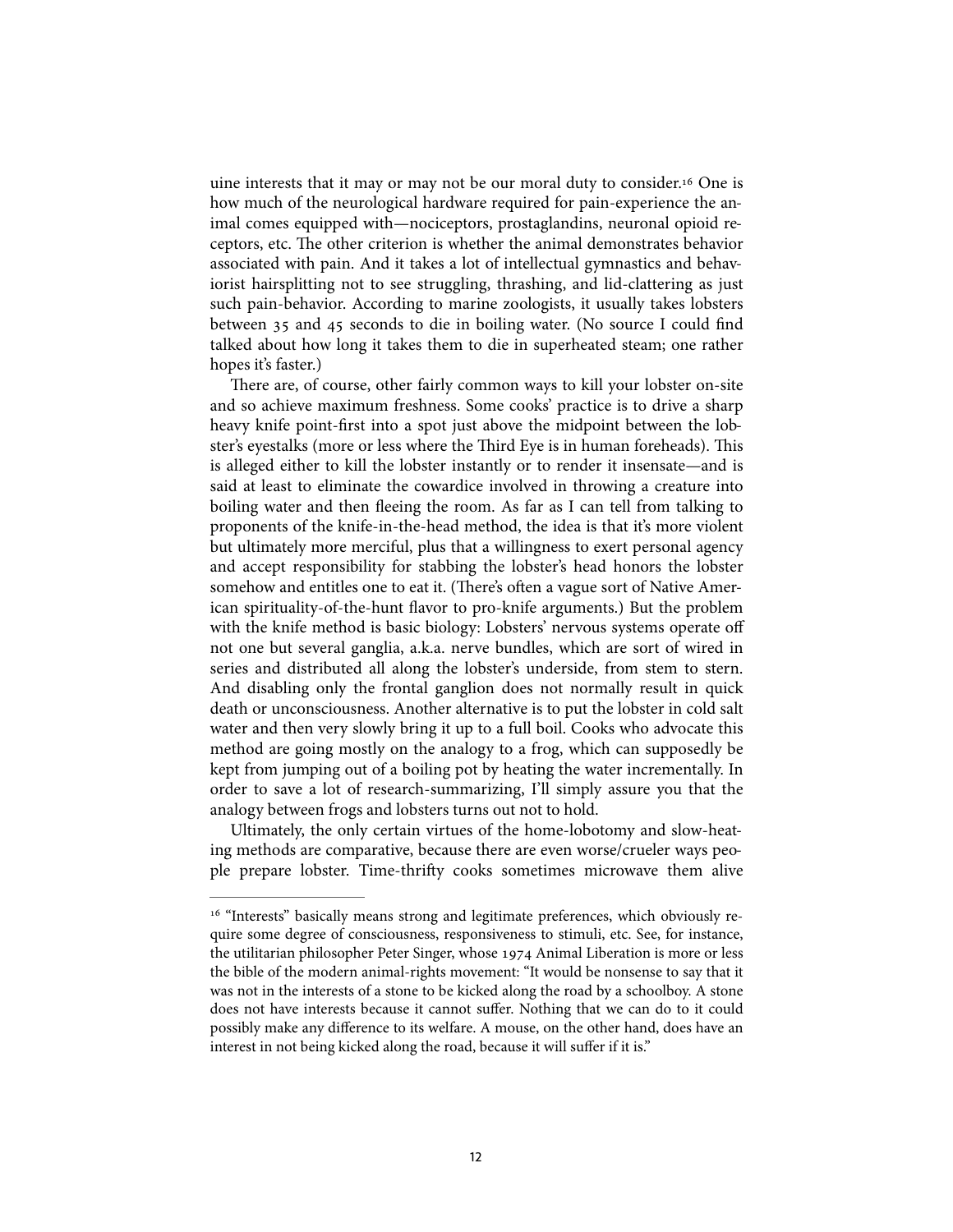uine interests that it may or may not be our moral duty to consider.[16] One is how much of the neurological hardware required for pain-experience the animal comes equipped with—nociceptors, prostaglandins, neuronal opioid receptors, etc. The other criterion is whether the animal demonstrates behavior associated with pain. And it takes a lot of intellectual gymnastics and behaviorist hairsplitting not to see struggling, thrashing, and lid-clattering as just such pain-behavior. According to marine zoologists, it usually takes lobsters between 35 and 45 seconds to die in boiling water. (No source I could find talked about how long it takes them to die in superheated steam; one rather hopes it's faster.)

There are, of course, other fairly common ways to kill your lobster on-site and so achieve maximum freshness. Some cooks' practice is to drive a sharp heavy knife point-first into a spot just above the midpoint between the lobster's eyestalks (more or less where the Third Eye is in human foreheads). This is alleged either to kill the lobster instantly or to render it insensate—and is said at least to eliminate the cowardice involved in throwing a creature into boiling water and then fleeing the room. As far as I can tell from talking to proponents of the knife-in-the-head method, the idea is that it's more violent but ultimately more merciful, plus that a willingness to exert personal agency and accept responsibility for stabbing the lobster's head honors the lobster somehow and entitles one to eat it. (There's often a vague sort of Native American spirituality-of-the-hunt flavor to pro-knife arguments.) But the problem with the knife method is basic biology: Lobsters' nervous systems operate off not one but several ganglia, a.k.a. nerve bundles, which are sort of wired in series and distributed all along the lobster's underside, from stem to stern. And disabling only the frontal ganglion does not normally result in quick death or unconsciousness. Another alternative is to put the lobster in cold salt water and then very slowly bring it up to a full boil. Cooks who advocate this method are going mostly on the analogy to a frog, which can supposedly be kept from jumping out of a boiling pot by heating the water incrementally. In order to save a lot of research-summarizing, I'll simply assure you that the analogy between frogs and lobsters turns out not to hold.

Ultimately, the only certain virtues of the home-lobotomy and slow-heating methods are comparative, because there are even worse/crueler ways people prepare lobster. Time-thrifty cooks sometimes microwave them alive

---

[16] "Interests" basically means strong and legitimate preferences, which obviously require some degree of consciousness, responsiveness to stimuli, etc. See, for instance, the utilitarian philosopher Peter Singer, whose 1974 Animal Liberation is more or less the bible of the modern animal-rights movement: "It would be nonsense to say that it was not in the interests of a stone to be kicked along the road by a schoolboy. A stone does not have interests because it cannot suffer. Nothing that we can do to it could possibly make any difference to its welfare. A mouse, on the other hand, does have an interest in not being kicked along the road, because it will suffer if it is."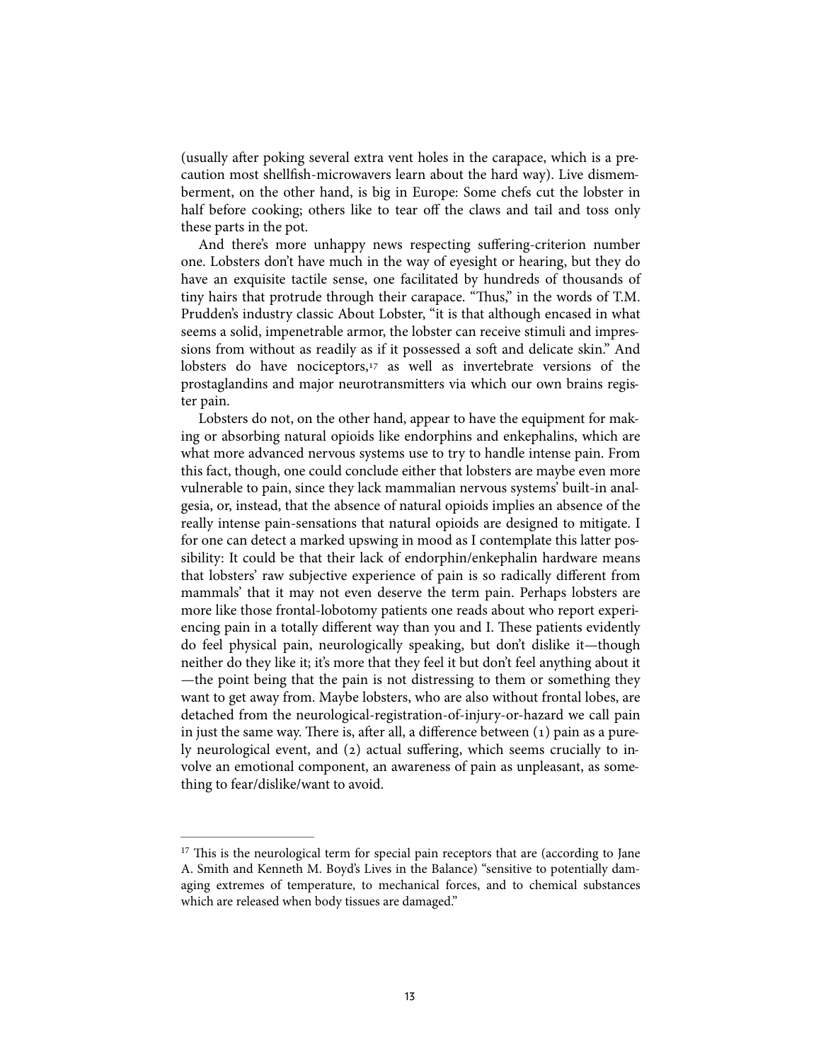(usually after poking several extra vent holes in the carapace, which is a precaution most shellfish-microwavers learn about the hard way). Live dismemberment, on the other hand, is big in Europe: Some chefs cut the lobster in half before cooking; others like to tear off the claws and tail and toss only these parts in the pot.

And there's more unhappy news respecting suffering-criterion number one. Lobsters don't have much in the way of eyesight or hearing, but they do have an exquisite tactile sense, one facilitated by hundreds of thousands of tiny hairs that protrude through their carapace. "Thus," in the words of T.M. Prudden's industry classic About Lobster, "it is that although encased in what seems a solid, impenetrable armor, the lobster can receive stimuli and impressions from without as readily as if it possessed a soft and delicate skin." And lobsters do have nociceptors,[17] as well as invertebrate versions of the prostaglandins and major neurotransmitters via which our own brains register pain.

Lobsters do not, on the other hand, appear to have the equipment for making or absorbing natural opioids like endorphins and enkephalins, which are what more advanced nervous systems use to try to handle intense pain. From this fact, though, one could conclude either that lobsters are maybe even more vulnerable to pain, since they lack mammalian nervous systems' built-in analgesia, or, instead, that the absence of natural opioids implies an absence of the really intense pain-sensations that natural opioids are designed to mitigate. I for one can detect a marked upswing in mood as I contemplate this latter possibility: It could be that their lack of endorphin/enkephalin hardware means that lobsters' raw subjective experience of pain is so radically different from mammals' that it may not even deserve the term pain. Perhaps lobsters are more like those frontal-lobotomy patients one reads about who report experiencing pain in a totally different way than you and I. These patients evidently do feel physical pain, neurologically speaking, but don't dislike it—though neither do they like it; it's more that they feel it but don't feel anything about it—the point being that the pain is not distressing to them or something they want to get away from. Maybe lobsters, who are also without frontal lobes, are detached from the neurological-registration-of-injury-or-hazard we call pain in just the same way. There is, after all, a difference between (1) pain as a purely neurological event, and (2) actual suffering, which seems crucially to involve an emotional component, an awareness of pain as unpleasant, as something to fear/dislike/want to avoid.

---

[17] This is the neurological term for special pain receptors that are (according to Jane A. Smith and Kenneth M. Boyd's Lives in the Balance) "sensitive to potentially damaging extremes of temperature, to mechanical forces, and to chemical substances which are released when body tissues are damaged."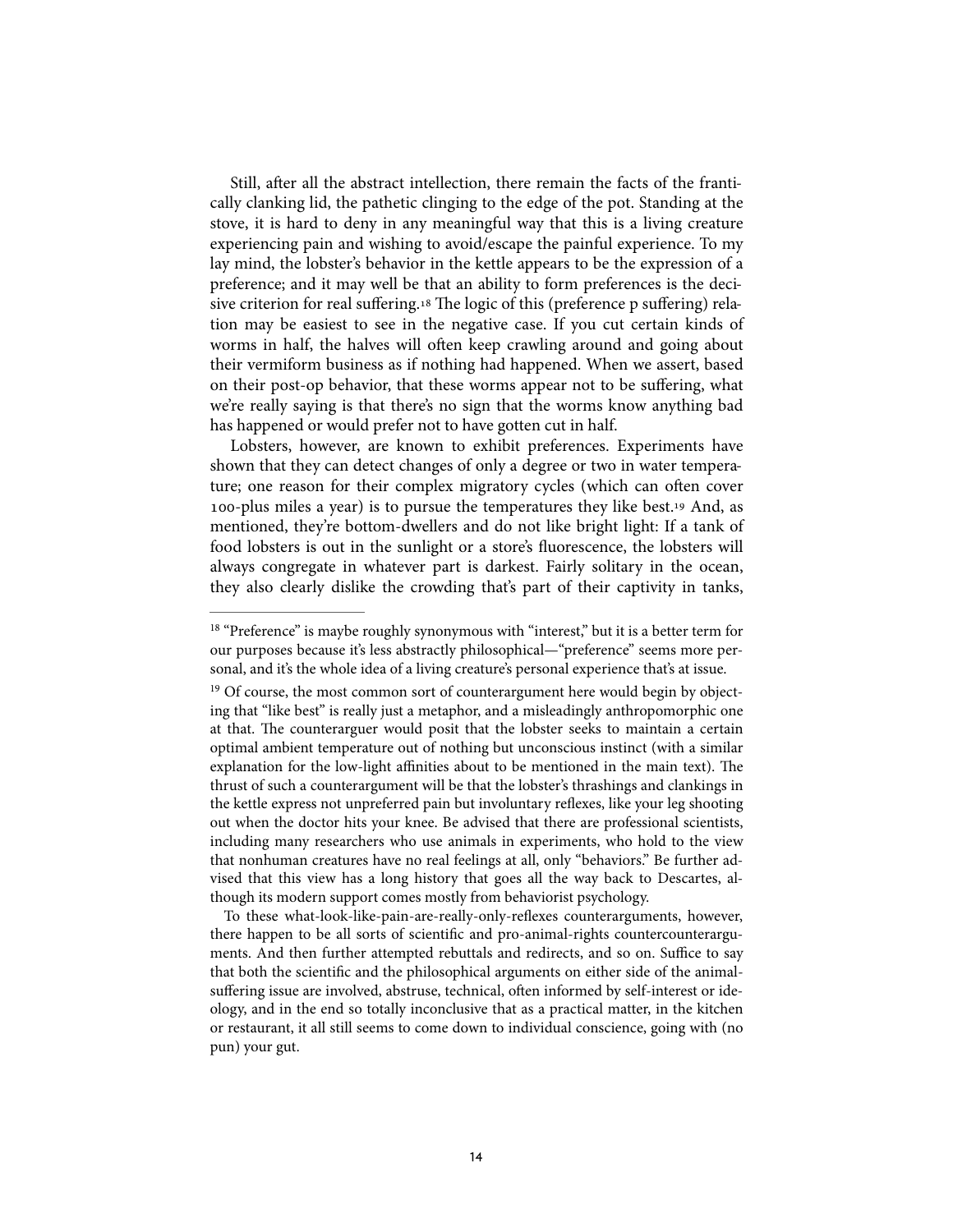Still, after all the abstract intellection, there remain the facts of the frantically clanking lid, the pathetic clinging to the edge of the pot. Standing at the stove, it is hard to deny in any meaningful way that this is a living creature experiencing pain and wishing to avoid/escape the painful experience. To my lay mind, the lobster's behavior in the kettle appears to be the expression of a preference; and it may well be that an ability to form preferences is the decisive criterion for real suffering.[18] The logic of this (preference p suffering) relation may be easiest to see in the negative case. If you cut certain kinds of worms in half, the halves will often keep crawling around and going about their vermiform business as if nothing had happened. When we assert, based on their post-op behavior, that these worms appear not to be suffering, what we're really saying is that there's no sign that the worms know anything bad has happened or would prefer not to have gotten cut in half.

Lobsters, however, are known to exhibit preferences. Experiments have shown that they can detect changes of only a degree or two in water temperature; one reason for their complex migratory cycles (which can often cover 100-plus miles a year) is to pursue the temperatures they like best.[19] And, as mentioned, they're bottom-dwellers and do not like bright light: If a tank of food lobsters is out in the sunlight or a store's fluorescence, the lobsters will always congregate in whatever part is darkest. Fairly solitary in the ocean, they also clearly dislike the crowding that's part of their captivity in tanks,

---

[18] "Preference" is maybe roughly synonymous with "interest," but it is a better term for our purposes because it's less abstractly philosophical—"preference" seems more personal, and it's the whole idea of a living creature's personal experience that's at issue.

[19] Of course, the most common sort of counterargument here would begin by objecting that "like best" is really just a metaphor, and a misleadingly anthropomorphic one at that. The counterarguer would posit that the lobster seeks to maintain a certain optimal ambient temperature out of nothing but unconscious instinct (with a similar explanation for the low-light affinities about to be mentioned in the main text). The thrust of such a counterargument will be that the lobster's thrashings and clankings in the kettle express not unpreferred pain but involuntary reflexes, like your leg shooting out when the doctor hits your knee. Be advised that there are professional scientists, including many researchers who use animals in experiments, who hold to the view that nonhuman creatures have no real feelings at all, only "behaviors." Be further advised that this view has a long history that goes all the way back to Descartes, although its modern support comes mostly from behaviorist psychology.

To these what-look-like-pain-are-really-only-reflexes counterarguments, however, there happen to be all sorts of scientific and pro-animal-rights countercounterarguments. And then further attempted rebuttals and redirects, and so on. Suffice to say that both the scientific and the philosophical arguments on either side of the animal-suffering issue are involved, abstruse, technical, often informed by self-interest or ideology, and in the end so totally inconclusive that as a practical matter, in the kitchen or restaurant, it all still seems to come down to individual conscience, going with (no pun) your gut.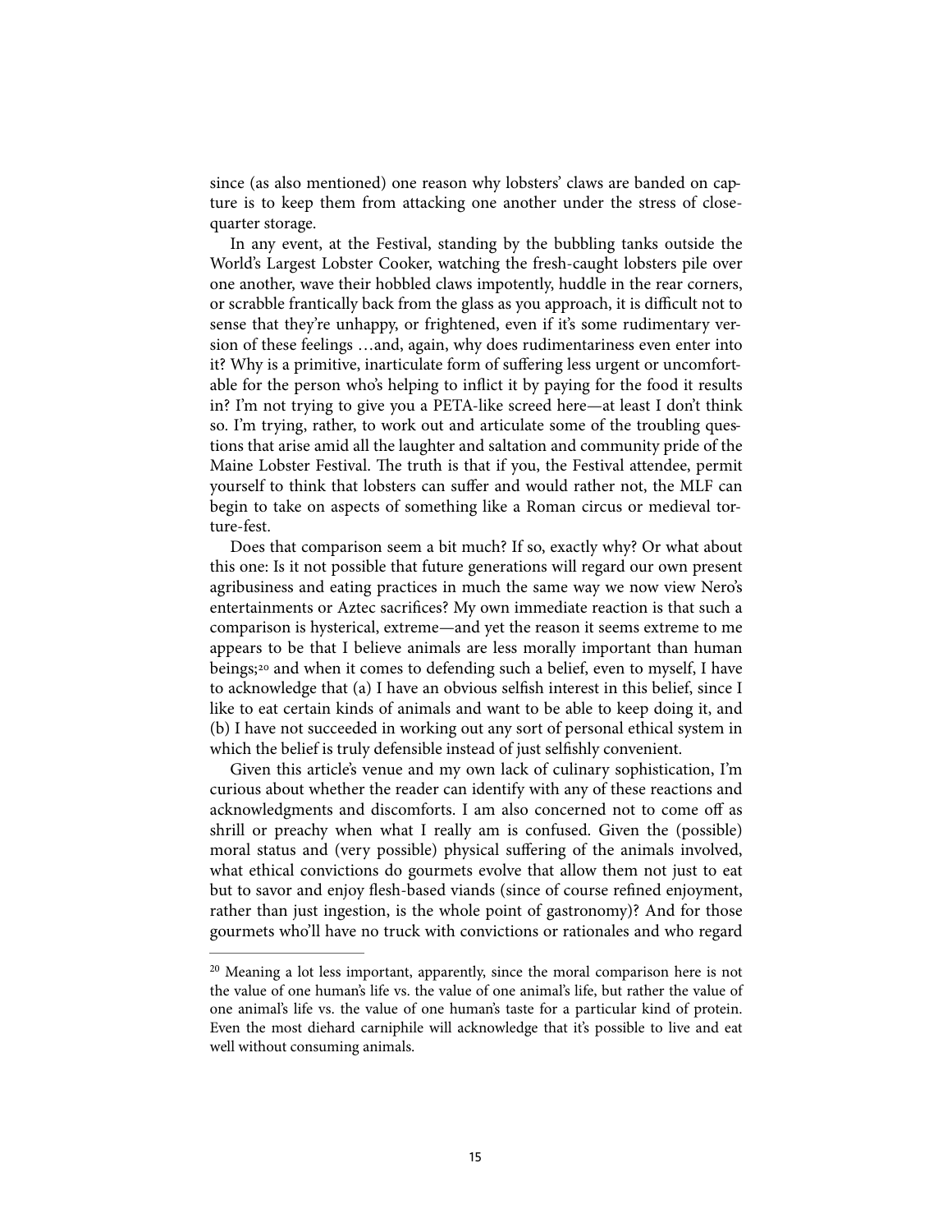since (as also mentioned) one reason why lobsters' claws are banded on capture is to keep them from attacking one another under the stress of close-quarter storage.

In any event, at the Festival, standing by the bubbling tanks outside the World's Largest Lobster Cooker, watching the fresh-caught lobsters pile over one another, wave their hobbled claws impotently, huddle in the rear corners, or scrabble frantically back from the glass as you approach, it is difficult not to sense that they're unhappy, or frightened, even if it's some rudimentary version of these feelings …and, again, why does rudimentariness even enter into it? Why is a primitive, inarticulate form of suffering less urgent or uncomfortable for the person who's helping to inflict it by paying for the food it results in? I'm not trying to give you a PETA-like screed here—at least I don't think so. I'm trying, rather, to work out and articulate some of the troubling questions that arise amid all the laughter and saltation and community pride of the Maine Lobster Festival. The truth is that if you, the Festival attendee, permit yourself to think that lobsters can suffer and would rather not, the MLF can begin to take on aspects of something like a Roman circus or medieval torture-fest.

Does that comparison seem a bit much? If so, exactly why? Or what about this one: Is it not possible that future generations will regard our own present agribusiness and eating practices in much the same way we now view Nero's entertainments or Aztec sacrifices? My own immediate reaction is that such a comparison is hysterical, extreme—and yet the reason it seems extreme to me appears to be that I believe animals are less morally important than human beings;[20] and when it comes to defending such a belief, even to myself, I have to acknowledge that (a) I have an obvious selfish interest in this belief, since I like to eat certain kinds of animals and want to be able to keep doing it, and (b) I have not succeeded in working out any sort of personal ethical system in which the belief is truly defensible instead of just selfishly convenient.

Given this article's venue and my own lack of culinary sophistication, I'm curious about whether the reader can identify with any of these reactions and acknowledgments and discomforts. I am also concerned not to come off as shrill or preachy when what I really am is confused. Given the (possible) moral status and (very possible) physical suffering of the animals involved, what ethical convictions do gourmets evolve that allow them not just to eat but to savor and enjoy flesh-based viands (since of course refined enjoyment, rather than just ingestion, is the whole point of gastronomy)? And for those gourmets who'll have no truck with convictions or rationales and who regard

---

[20] Meaning a lot less important, apparently, since the moral comparison here is not the value of one human's life vs. the value of one animal's life, but rather the value of one animal's life vs. the value of one human's taste for a particular kind of protein. Even the most diehard carniphile will acknowledge that it's possible to live and eat well without consuming animals.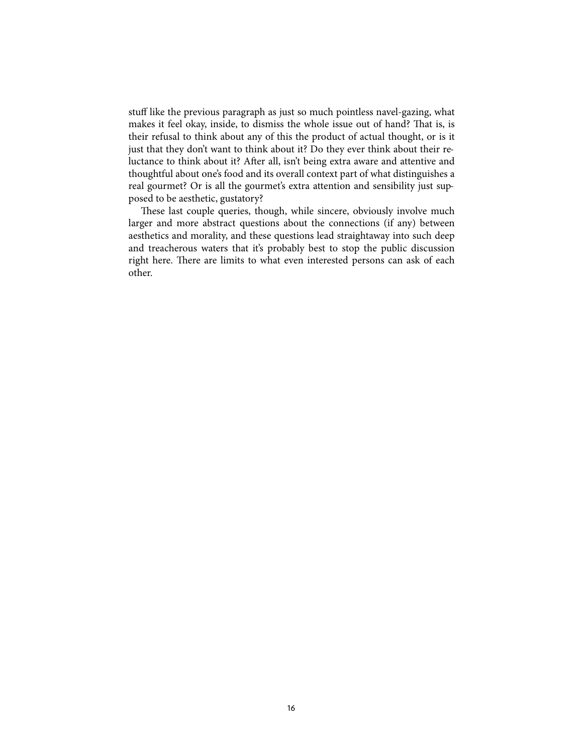stuff like the previous paragraph as just so much pointless navel-gazing, what makes it feel okay, inside, to dismiss the whole issue out of hand? That is, is their refusal to think about any of this the product of actual thought, or is it just that they don't want to think about it? Do they ever think about their reluctance to think about it? After all, isn't being extra aware and attentive and thoughtful about one's food and its overall context part of what distinguishes a real gourmet? Or is all the gourmet's extra attention and sensibility just supposed to be aesthetic, gustatory?

These last couple queries, though, while sincere, obviously involve much larger and more abstract questions about the connections (if any) between aesthetics and morality, and these questions lead straightaway into such deep and treacherous waters that it's probably best to stop the public discussion right here. There are limits to what even interested persons can ask of each other.